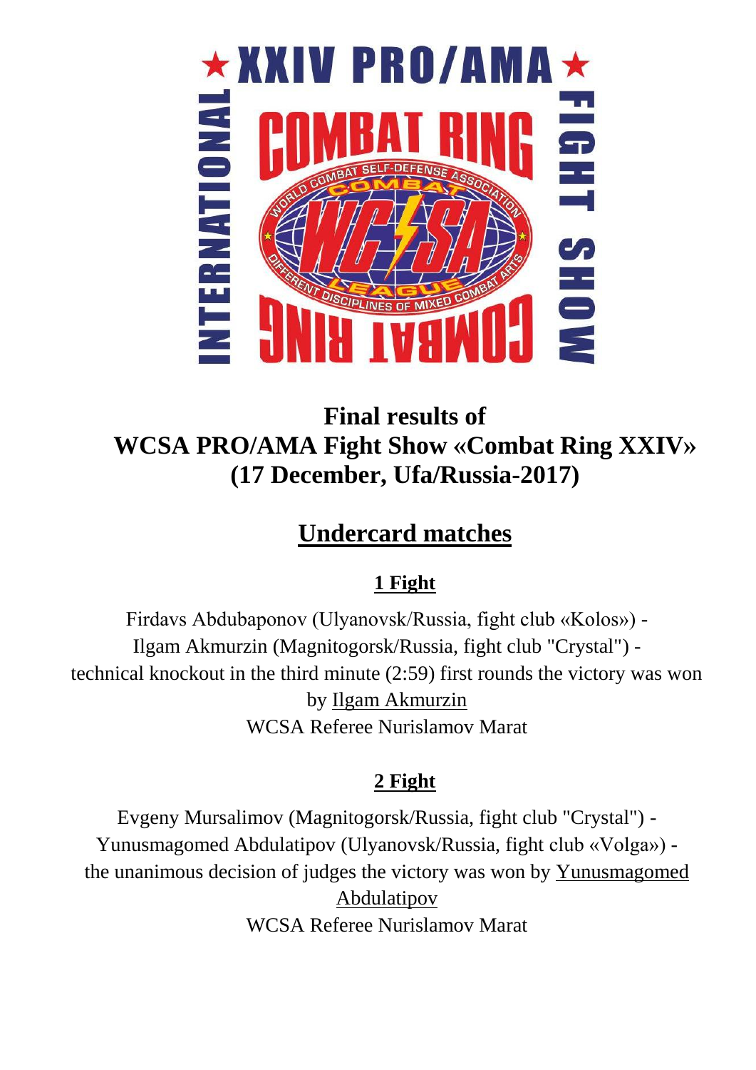# Final results of WCSA PRO/AMA Fight Show «Combat Ring XXIV» (17 December, Ufa/Russia-2017)

## Undercard matches

### 1 Fight

Firdavs Abdubaponov (Ulyanovsk/Russia, fight club «Kolos») -
Ilgam Akmurzin (Magnitogorsk/Russia, fight club "Crystal") -
technical knockout in the third minute (2:59) first rounds the victory was won by Ilgam Akmurzin
WCSA Referee Nurislamov Marat

### 2 Fight

Evgeny Mursalimov (Magnitogorsk/Russia, fight club "Crystal") -
Yunusmagomed Abdulatipov (Ulyanovsk/Russia, fight club «Volga») -
the unanimous decision of judges the victory was won by Yunusmagomed Abdulatipov
WCSA Referee Nurislamov Marat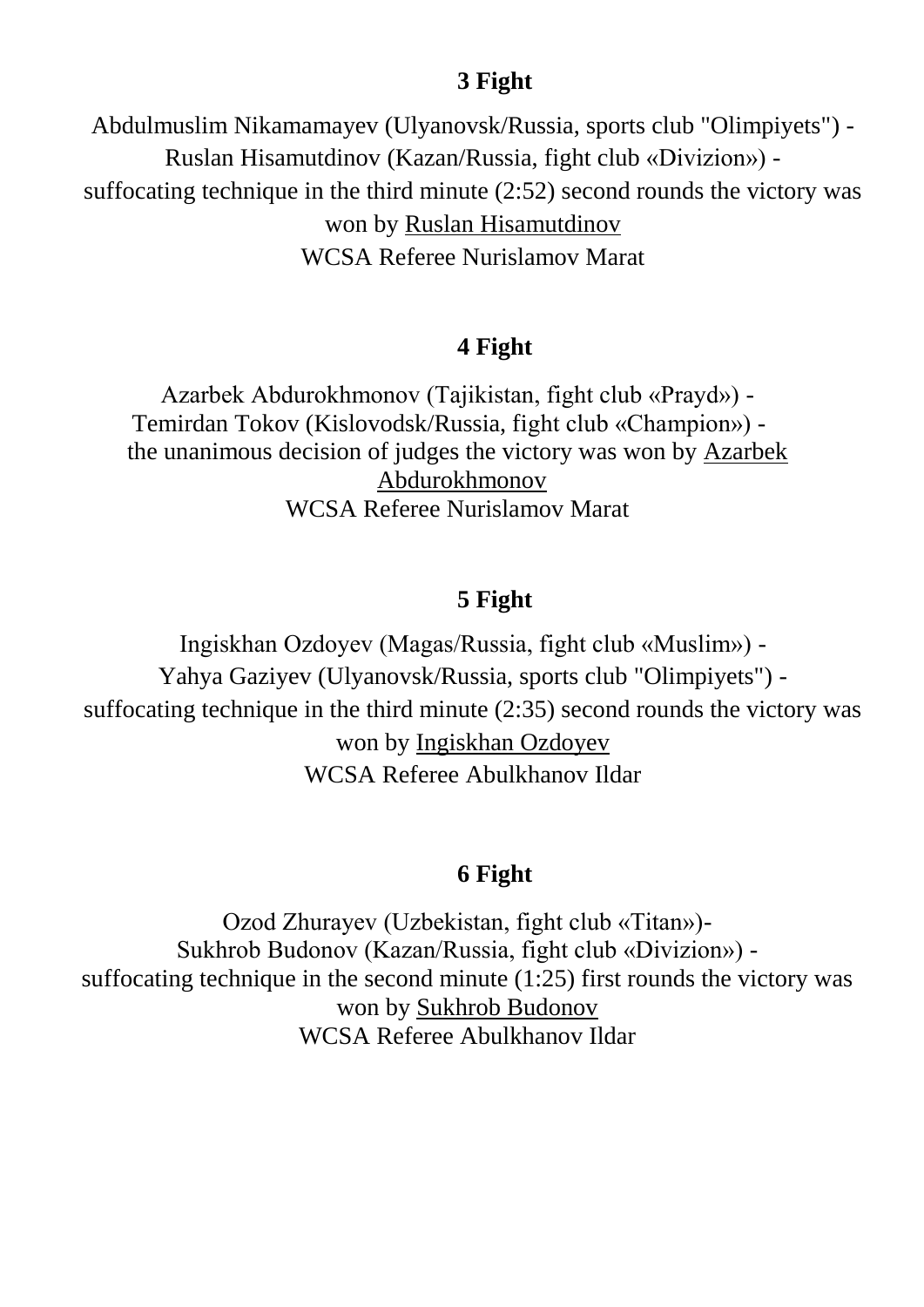**3 Fight**

Abdulmuslim Nikamamayev (Ulyanovsk/Russia, sports club "Olimpiyets") - Ruslan Hisamutdinov (Kazan/Russia, fight club «Divizion») - suffocating technique in the third minute (2:52) second rounds the victory was won by Ruslan Hisamutdinov
WCSA Referee Nurislamov Marat

**4 Fight**

Azarbek Abdurokhmonov (Tajikistan, fight club «Prayd») - Temirdan Tokov (Kislovodsk/Russia, fight club «Champion») - the unanimous decision of judges the victory was won by Azarbek Abdurokhmonov
WCSA Referee Nurislamov Marat

**5 Fight**

Ingiskhan Ozdoyev (Magas/Russia, fight club «Muslim») - Yahya Gaziyev (Ulyanovsk/Russia, sports club "Olimpiyets") - suffocating technique in the third minute (2:35) second rounds the victory was won by Ingiskhan Ozdoyev
WCSA Referee Abulkhanov Ildar

**6 Fight**

Ozod Zhurayev (Uzbekistan, fight club «Titan»)- Sukhrob Budonov (Kazan/Russia, fight club «Divizion») - suffocating technique in the second minute (1:25) first rounds the victory was won by Sukhrob Budonov
WCSA Referee Abulkhanov Ildar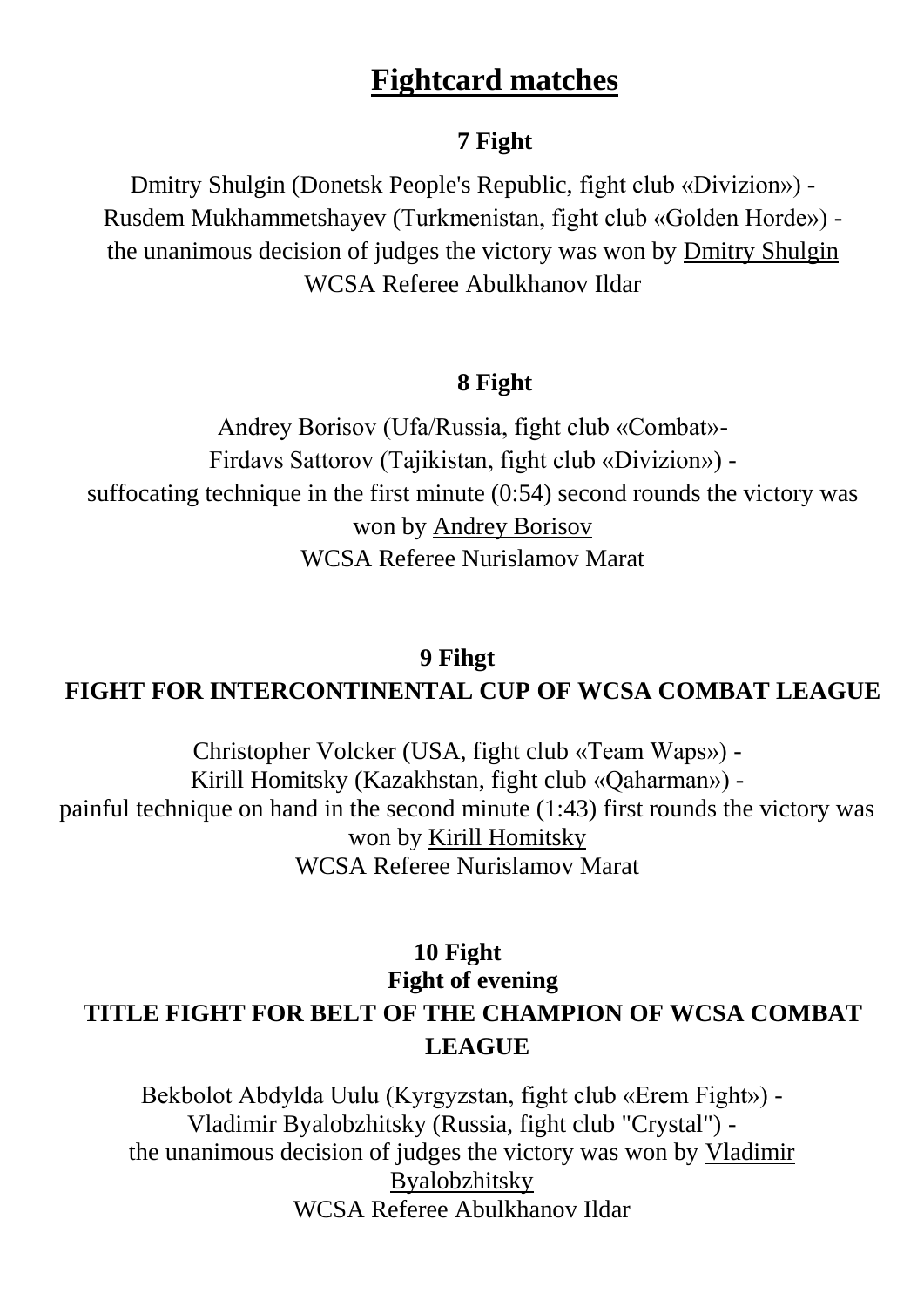# Fightcard matches

### 7 Fight

Dmitry Shulgin (Donetsk People's Republic, fight club «Divizion») -
Rusdem Mukhammetshayev (Turkmenistan, fight club «Golden Horde») -
the unanimous decision of judges the victory was won by Dmitry Shulgin
WCSA Referee Abulkhanov Ildar

### 8 Fight

Andrey Borisov (Ufa/Russia, fight club «Combat»-
Firdavs Sattorov (Tajikistan, fight club «Divizion») -
suffocating technique in the first minute (0:54) second rounds the victory was won by Andrey Borisov
WCSA Referee Nurislamov Marat

### 9 Fihgt

### FIGHT FOR INTERCONTINENTAL CUP OF WCSA COMBAT LEAGUE

Christopher Volcker (USA, fight club «Team Waps») -
Kirill Homitsky (Kazakhstan, fight club «Qaharman») -
painful technique on hand in the second minute (1:43) first rounds the victory was won by Kirill Homitsky
WCSA Referee Nurislamov Marat

### 10 Fight

### Fight of evening

### TITLE FIGHT FOR BELT OF THE CHAMPION OF WCSA COMBAT LEAGUE

Bekbolot Abdylda Uulu (Kyrgyzstan, fight club «Erem Fight») -
Vladimir Byalobzhitsky (Russia, fight club "Crystal") -
the unanimous decision of judges the victory was won by Vladimir Byalobzhitsky
WCSA Referee Abulkhanov Ildar